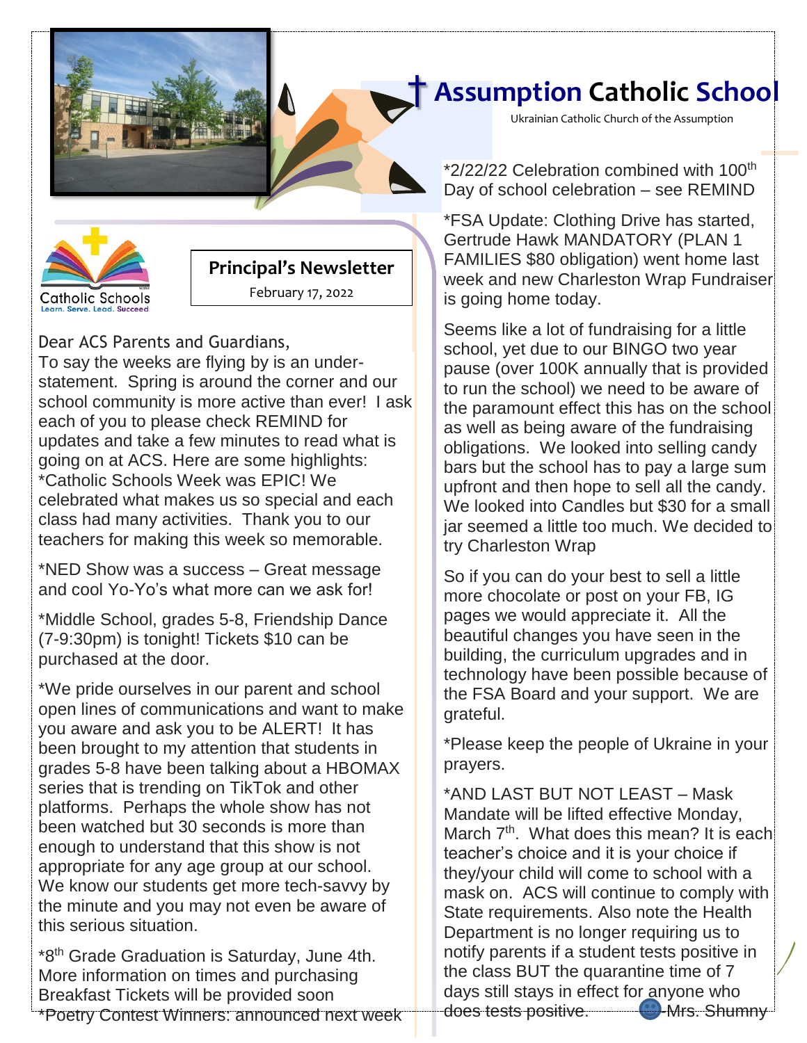# Assumption Catholic School

Ukrainian Catholic Church of the Assumption

Catholic Schools
Learn. Serve. Lead. Succeed

## Principal's Newsletter

February 17, 2022

Dear ACS Parents and Guardians,
To say the weeks are flying by is an under-statement. Spring is around the corner and our school community is more active than ever! I ask each of you to please check REMIND for updates and take a few minutes to read what is going on at ACS. Here are some highlights:
*Catholic Schools Week was EPIC! We celebrated what makes us so special and each class had many activities. Thank you to our teachers for making this week so memorable.

*NED Show was a success – Great message and cool Yo-Yo's what more can we ask for!

*Middle School, grades 5-8, Friendship Dance (7-9:30pm) is tonight! Tickets $10 can be purchased at the door.

*We pride ourselves in our parent and school open lines of communications and want to make you aware and ask you to be ALERT! It has been brought to my attention that students in grades 5-8 have been talking about a HBOMAX series that is trending on TikTok and other platforms. Perhaps the whole show has not been watched but 30 seconds is more than enough to understand that this show is not appropriate for any age group at our school. We know our students get more tech-savvy by the minute and you may not even be aware of this serious situation.

*8th Grade Graduation is Saturday, June 4th. More information on times and purchasing Breakfast Tickets will be provided soon

*Poetry Contest Winners: announced next week

*2/22/22 Celebration combined with 100th Day of school celebration – see REMIND

*FSA Update: Clothing Drive has started, Gertrude Hawk MANDATORY (PLAN 1 FAMILIES $80 obligation) went home last week and new Charleston Wrap Fundraiser is going home today.

Seems like a lot of fundraising for a little school, yet due to our BINGO two year pause (over 100K annually that is provided to run the school) we need to be aware of the paramount effect this has on the school as well as being aware of the fundraising obligations. We looked into selling candy bars but the school has to pay a large sum upfront and then hope to sell all the candy. We looked into Candles but $30 for a small jar seemed a little too much. We decided to try Charleston Wrap

So if you can do your best to sell a little more chocolate or post on your FB, IG pages we would appreciate it. All the beautiful changes you have seen in the building, the curriculum upgrades and in technology have been possible because of the FSA Board and your support. We are grateful.

*Please keep the people of Ukraine in your prayers.

*AND LAST BUT NOT LEAST – Mask Mandate will be lifted effective Monday, March 7th. What does this mean? It is each teacher's choice and it is your choice if they/your child will come to school with a mask on. ACS will continue to comply with State requirements. Also note the Health Department is no longer requiring us to notify parents if a student tests positive in the class BUT the quarantine time of 7 days still stays in effect for anyone who does tests positive.

-Mrs. Shumny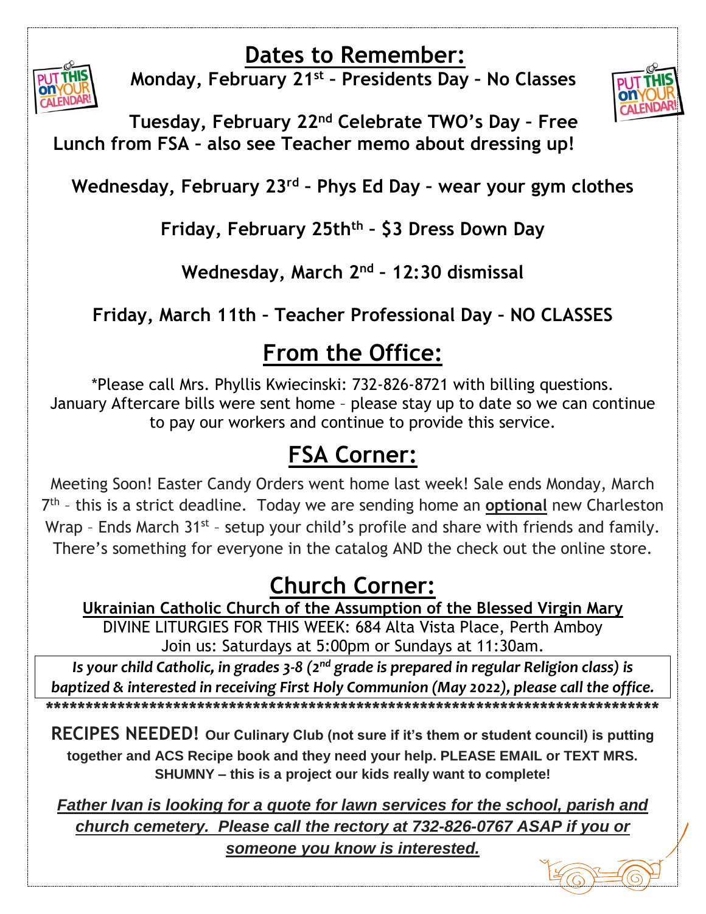## Dates to Remember:

**Monday, February 21st – Presidents Day – No Classes**

**Tuesday, February 22nd Celebrate TWO's Day – Free Lunch from FSA – also see Teacher memo about dressing up!**

**Wednesday, February 23rd – Phys Ed Day – wear your gym clothes**

**Friday, February 25thth – $3 Dress Down Day**

**Wednesday, March 2nd – 12:30 dismissal**

**Friday, March 11th – Teacher Professional Day – NO CLASSES**

## From the Office:

*Please call Mrs. Phyllis Kwiecinski: 732-826-8721 with billing questions. January Aftercare bills were sent home – please stay up to date so we can continue to pay our workers and continue to provide this service.

## FSA Corner:

Meeting Soon! Easter Candy Orders went home last week! Sale ends Monday, March 7th – this is a strict deadline. Today we are sending home an **optional** new Charleston Wrap – Ends March 31st – setup your child's profile and share with friends and family. There's something for everyone in the catalog AND the check out the online store.

## Church Corner:

**Ukrainian Catholic Church of the Assumption of the Blessed Virgin Mary**

DIVINE LITURGIES FOR THIS WEEK: 684 Alta Vista Place, Perth Amboy
Join us: Saturdays at 5:00pm or Sundays at 11:30am.

***Is your child Catholic, in grades 3-8 (2nd grade is prepared in regular Religion class) is baptized & interested in receiving First Holy Communion (May 2022), please call the office.***

*********************************************************************************

**RECIPES NEEDED! Our Culinary Club (not sure if it's them or student council) is putting together and ACS Recipe book and they need your help. PLEASE EMAIL or TEXT MRS. SHUMNY – this is a project our kids really want to complete!**

***Father Ivan is looking for a quote for lawn services for the school, parish and church cemetery. Please call the rectory at 732-826-0767 ASAP if you or someone you know is interested.***